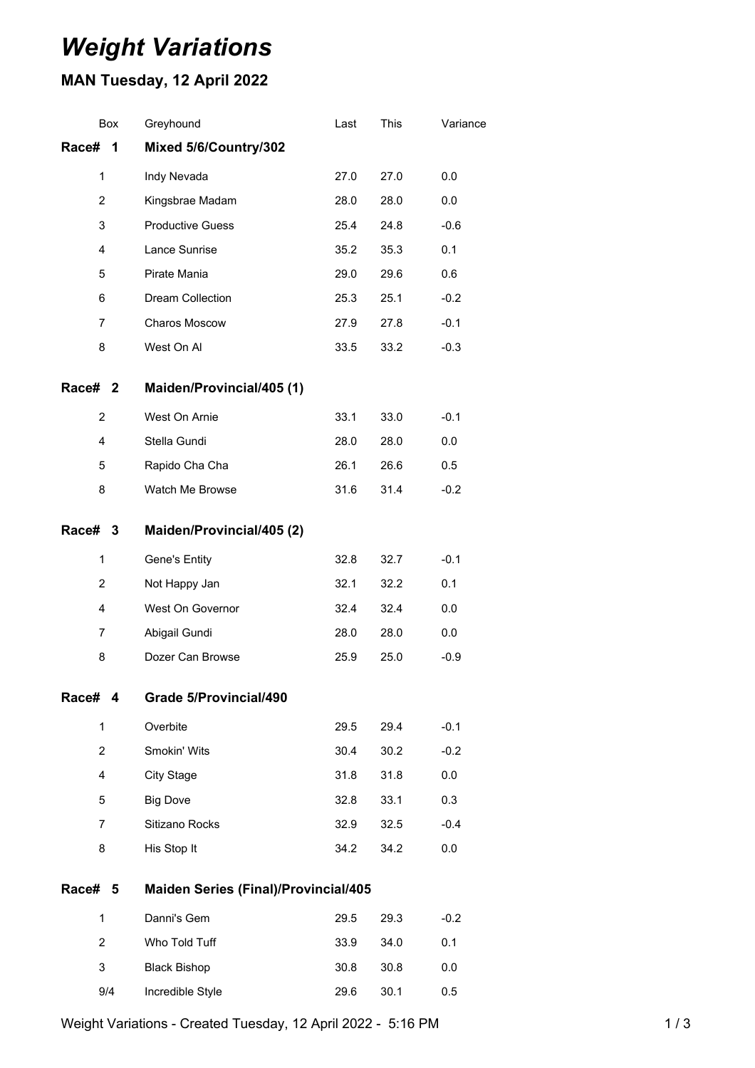# Weight Variations

## MAN Tuesday, 12 April 2022

| Box | Greyhound | Last | This | Variance |
|---|---|---|---|---|
| **Race# 1** | **Mixed 5/6/Country/302** | | | |
| 1 | Indy Nevada | 27.0 | 27.0 | 0.0 |
| 2 | Kingsbrae Madam | 28.0 | 28.0 | 0.0 |
| 3 | Productive Guess | 25.4 | 24.8 | -0.6 |
| 4 | Lance Sunrise | 35.2 | 35.3 | 0.1 |
| 5 | Pirate Mania | 29.0 | 29.6 | 0.6 |
| 6 | Dream Collection | 25.3 | 25.1 | -0.2 |
| 7 | Charos Moscow | 27.9 | 27.8 | -0.1 |
| 8 | West On Al | 33.5 | 33.2 | -0.3 |
| **Race# 2** | **Maiden/Provincial/405 (1)** | | | |
| 2 | West On Arnie | 33.1 | 33.0 | -0.1 |
| 4 | Stella Gundi | 28.0 | 28.0 | 0.0 |
| 5 | Rapido Cha Cha | 26.1 | 26.6 | 0.5 |
| 8 | Watch Me Browse | 31.6 | 31.4 | -0.2 |
| **Race# 3** | **Maiden/Provincial/405 (2)** | | | |
| 1 | Gene's Entity | 32.8 | 32.7 | -0.1 |
| 2 | Not Happy Jan | 32.1 | 32.2 | 0.1 |
| 4 | West On Governor | 32.4 | 32.4 | 0.0 |
| 7 | Abigail Gundi | 28.0 | 28.0 | 0.0 |
| 8 | Dozer Can Browse | 25.9 | 25.0 | -0.9 |
| **Race# 4** | **Grade 5/Provincial/490** | | | |
| 1 | Overbite | 29.5 | 29.4 | -0.1 |
| 2 | Smokin' Wits | 30.4 | 30.2 | -0.2 |
| 4 | City Stage | 31.8 | 31.8 | 0.0 |
| 5 | Big Dove | 32.8 | 33.1 | 0.3 |
| 7 | Sitizano Rocks | 32.9 | 32.5 | -0.4 |
| 8 | His Stop It | 34.2 | 34.2 | 0.0 |
| **Race# 5** | **Maiden Series (Final)/Provincial/405** | | | |
| 1 | Danni's Gem | 29.5 | 29.3 | -0.2 |
| 2 | Who Told Tuff | 33.9 | 34.0 | 0.1 |
| 3 | Black Bishop | 30.8 | 30.8 | 0.0 |
| 9/4 | Incredible Style | 29.6 | 30.1 | 0.5 |

Weight Variations - Created Tuesday, 12 April 2022 - 5:16 PM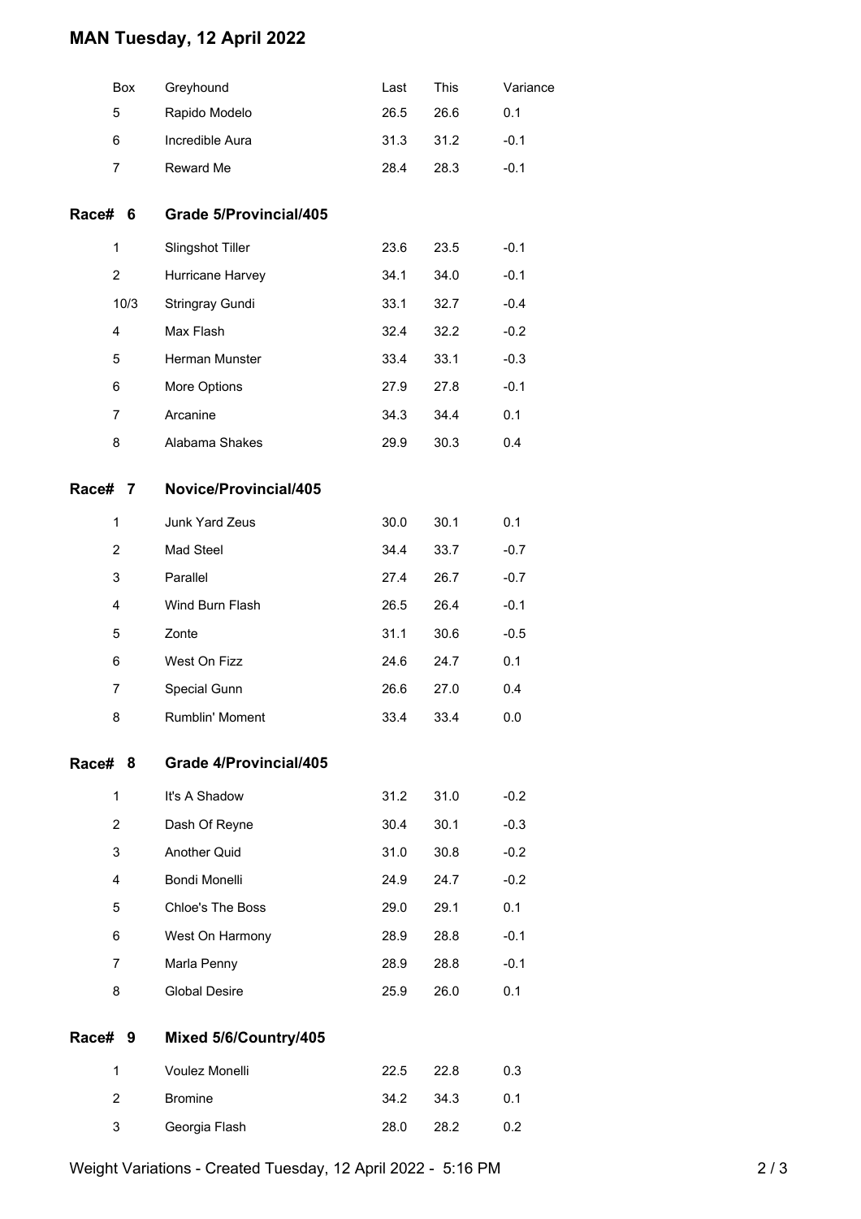# MAN Tuesday, 12 April 2022

| Box | Greyhound | Last | This | Variance |
|---|---|---|---|---|
| 5 | Rapido Modelo | 26.5 | 26.6 | 0.1 |
| 6 | Incredible Aura | 31.3 | 31.2 | -0.1 |
| 7 | Reward Me | 28.4 | 28.3 | -0.1 |

## Race# 6 Grade 5/Provincial/405

| Box | Greyhound | Last | This | Variance |
|---|---|---|---|---|
| 1 | Slingshot Tiller | 23.6 | 23.5 | -0.1 |
| 2 | Hurricane Harvey | 34.1 | 34.0 | -0.1 |
| 10/3 | Stringray Gundi | 33.1 | 32.7 | -0.4 |
| 4 | Max Flash | 32.4 | 32.2 | -0.2 |
| 5 | Herman Munster | 33.4 | 33.1 | -0.3 |
| 6 | More Options | 27.9 | 27.8 | -0.1 |
| 7 | Arcanine | 34.3 | 34.4 | 0.1 |
| 8 | Alabama Shakes | 29.9 | 30.3 | 0.4 |

## Race# 7 Novice/Provincial/405

| Box | Greyhound | Last | This | Variance |
|---|---|---|---|---|
| 1 | Junk Yard Zeus | 30.0 | 30.1 | 0.1 |
| 2 | Mad Steel | 34.4 | 33.7 | -0.7 |
| 3 | Parallel | 27.4 | 26.7 | -0.7 |
| 4 | Wind Burn Flash | 26.5 | 26.4 | -0.1 |
| 5 | Zonte | 31.1 | 30.6 | -0.5 |
| 6 | West On Fizz | 24.6 | 24.7 | 0.1 |
| 7 | Special Gunn | 26.6 | 27.0 | 0.4 |
| 8 | Rumblin' Moment | 33.4 | 33.4 | 0.0 |

## Race# 8 Grade 4/Provincial/405

| Box | Greyhound | Last | This | Variance |
|---|---|---|---|---|
| 1 | It's A Shadow | 31.2 | 31.0 | -0.2 |
| 2 | Dash Of Reyne | 30.4 | 30.1 | -0.3 |
| 3 | Another Quid | 31.0 | 30.8 | -0.2 |
| 4 | Bondi Monelli | 24.9 | 24.7 | -0.2 |
| 5 | Chloe's The Boss | 29.0 | 29.1 | 0.1 |
| 6 | West On Harmony | 28.9 | 28.8 | -0.1 |
| 7 | Marla Penny | 28.9 | 28.8 | -0.1 |
| 8 | Global Desire | 25.9 | 26.0 | 0.1 |

## Race# 9 Mixed 5/6/Country/405

| Box | Greyhound | Last | This | Variance |
|---|---|---|---|---|
| 1 | Voulez Monelli | 22.5 | 22.8 | 0.3 |
| 2 | Bromine | 34.2 | 34.3 | 0.1 |
| 3 | Georgia Flash | 28.0 | 28.2 | 0.2 |

Weight Variations - Created Tuesday, 12 April 2022 - 5:16 PM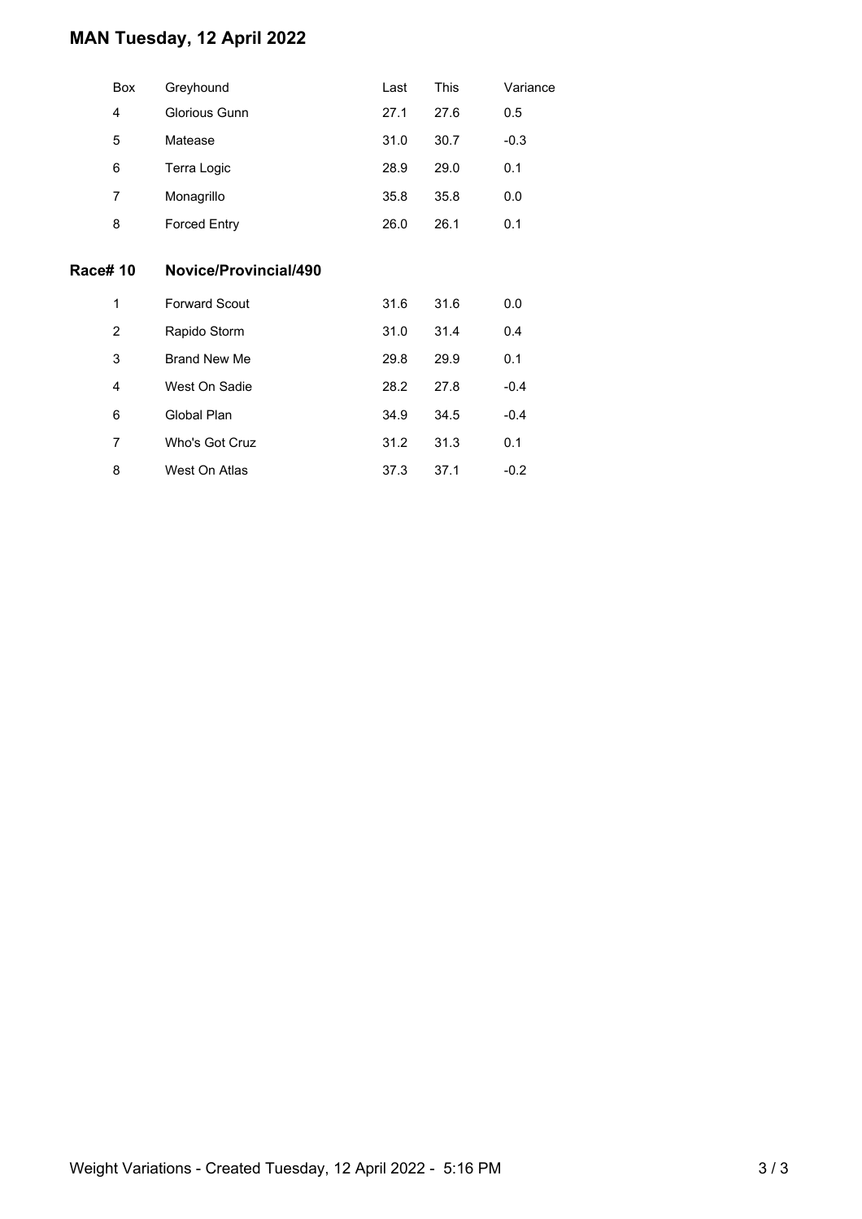# MAN Tuesday, 12 April 2022

| Box | Greyhound | Last | This | Variance |
| --- | --- | --- | --- | --- |
| 4 | Glorious Gunn | 27.1 | 27.6 | 0.5 |
| 5 | Matease | 31.0 | 30.7 | -0.3 |
| 6 | Terra Logic | 28.9 | 29.0 | 0.1 |
| 7 | Monagrillo | 35.8 | 35.8 | 0.0 |
| 8 | Forced Entry | 26.0 | 26.1 | 0.1 |

## Race# 10 Novice/Provincial/490

| Box | Greyhound | Last | This | Variance |
| --- | --- | --- | --- | --- |
| 1 | Forward Scout | 31.6 | 31.6 | 0.0 |
| 2 | Rapido Storm | 31.0 | 31.4 | 0.4 |
| 3 | Brand New Me | 29.8 | 29.9 | 0.1 |
| 4 | West On Sadie | 28.2 | 27.8 | -0.4 |
| 6 | Global Plan | 34.9 | 34.5 | -0.4 |
| 7 | Who's Got Cruz | 31.2 | 31.3 | 0.1 |
| 8 | West On Atlas | 37.3 | 37.1 | -0.2 |

Weight Variations - Created Tuesday, 12 April 2022 - 5:16 PM